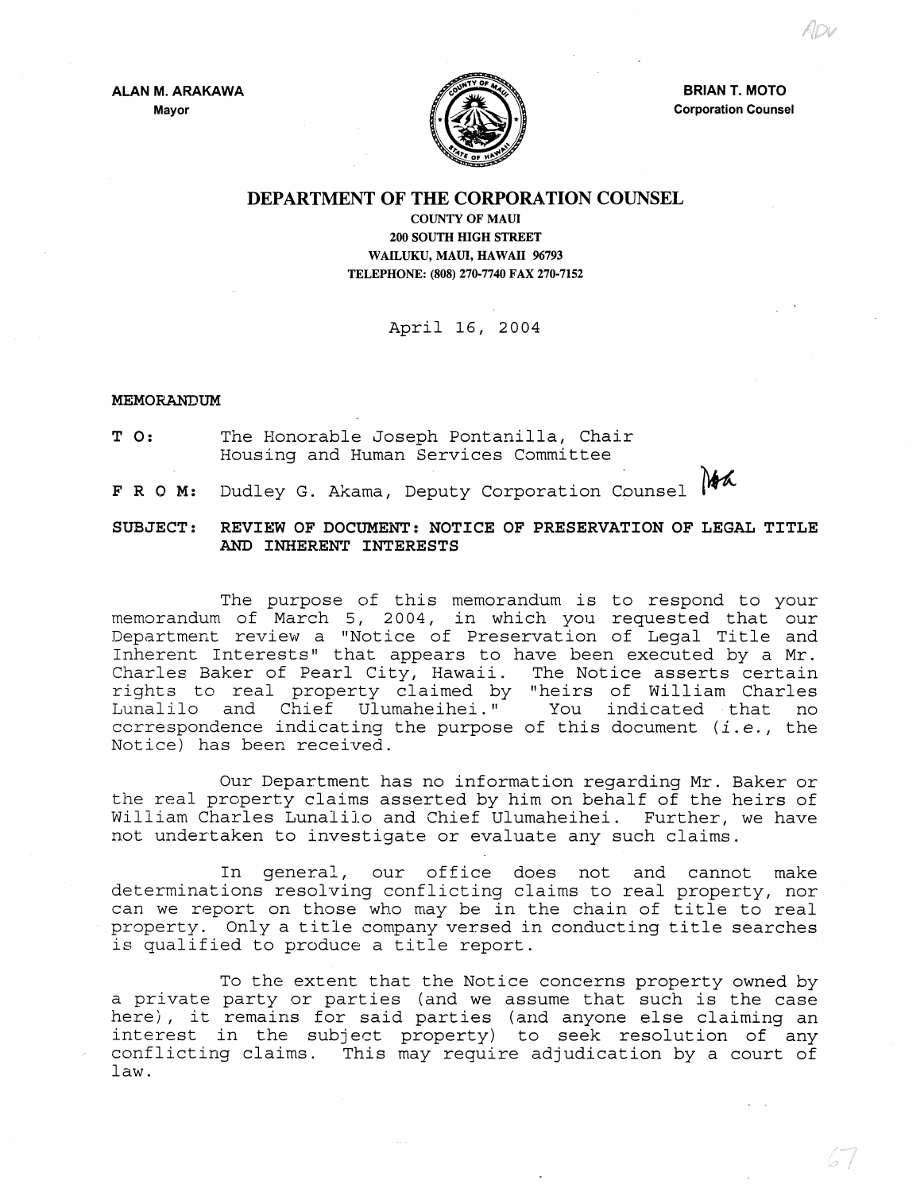**ALAN M. ARAKAWA**
Mayor

**BRIAN T. MOTO**
Corporation Counsel

# DEPARTMENT OF THE CORPORATION COUNSEL

COUNTY OF MAUI
200 SOUTH HIGH STREET
WAILUKU, MAUI, HAWAII 96793
TELEPHONE: (808) 270-7740 FAX 270-7152

April 16, 2004

**MEMORANDUM**

**T O:** The Honorable Joseph Pontanilla, Chair
Housing and Human Services Committee

**F R O M:** Dudley G. Akama, Deputy Corporation Counsel

**SUBJECT: REVIEW OF DOCUMENT: NOTICE OF PRESERVATION OF LEGAL TITLE AND INHERENT INTERESTS**

The purpose of this memorandum is to respond to your memorandum of March 5, 2004, in which you requested that our Department review a "Notice of Preservation of Legal Title and Inherent Interests" that appears to have been executed by a Mr. Charles Baker of Pearl City, Hawaii. The Notice asserts certain rights to real property claimed by "heirs of William Charles Lunalilo and Chief Ulumaheihei." You indicated that no correspondence indicating the purpose of this document (*i.e.*, the Notice) has been received.

Our Department has no information regarding Mr. Baker or the real property claims asserted by him on behalf of the heirs of William Charles Lunalilo and Chief Ulumaheihei. Further, we have not undertaken to investigate or evaluate any such claims.

In general, our office does not and cannot make determinations resolving conflicting claims to real property, nor can we report on those who may be in the chain of title to real property. Only a title company versed in conducting title searches is qualified to produce a title report.

To the extent that the Notice concerns property owned by a private party or parties (and we assume that such is the case here), it remains for said parties (and anyone else claiming an interest in the subject property) to seek resolution of any conflicting claims. This may require adjudication by a court of law.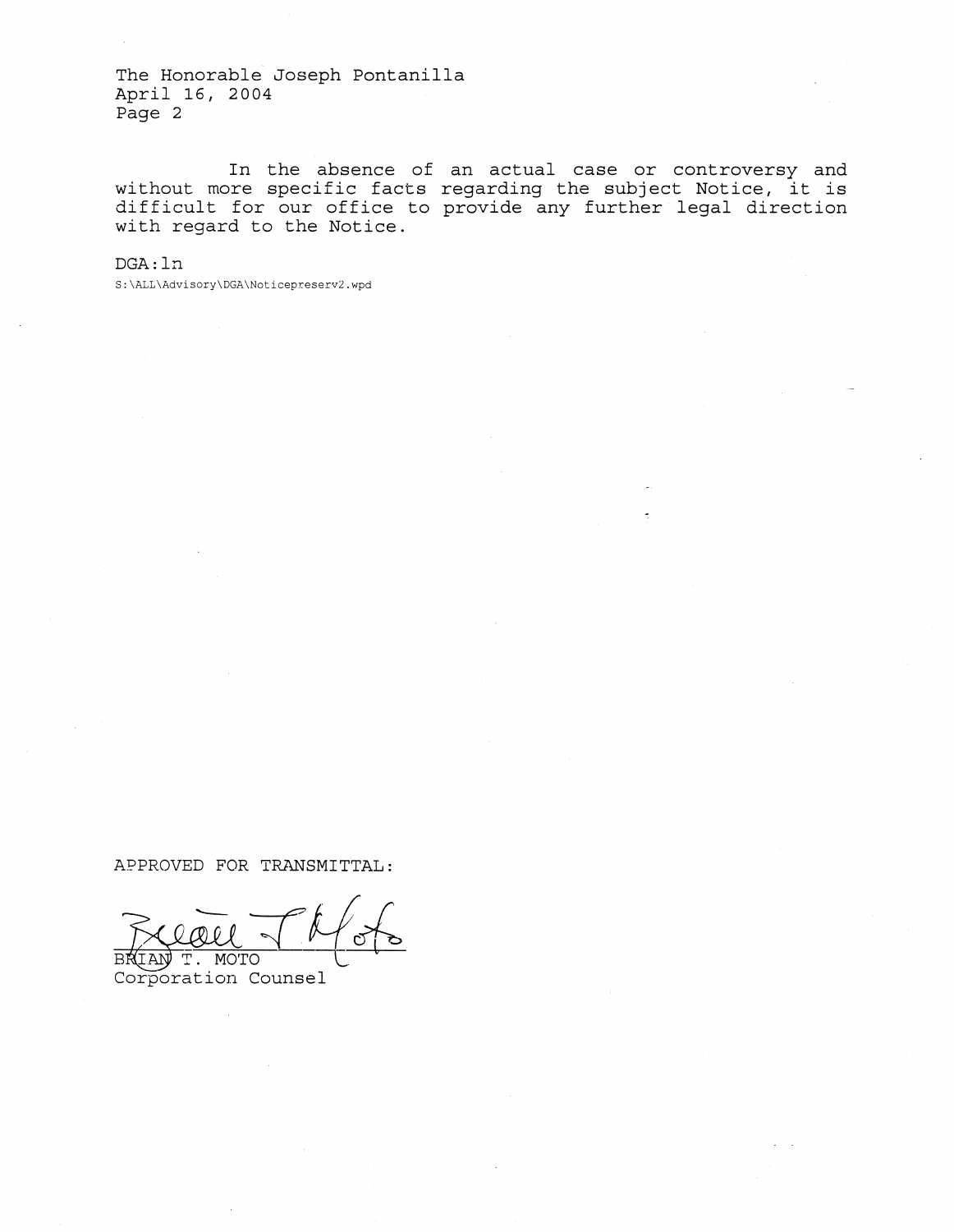In the absence of an actual case or controversy and without more specific facts regarding the subject Notice, it is difficult for our office to provide any further legal direction with regard to the Notice.

DGA:ln

S:\ALL\Advisory\DGA\Noticepreserv2.wpd

APPROVED FOR TRANSMITTAL:

BRIAN T. MOTO
Corporation Counsel